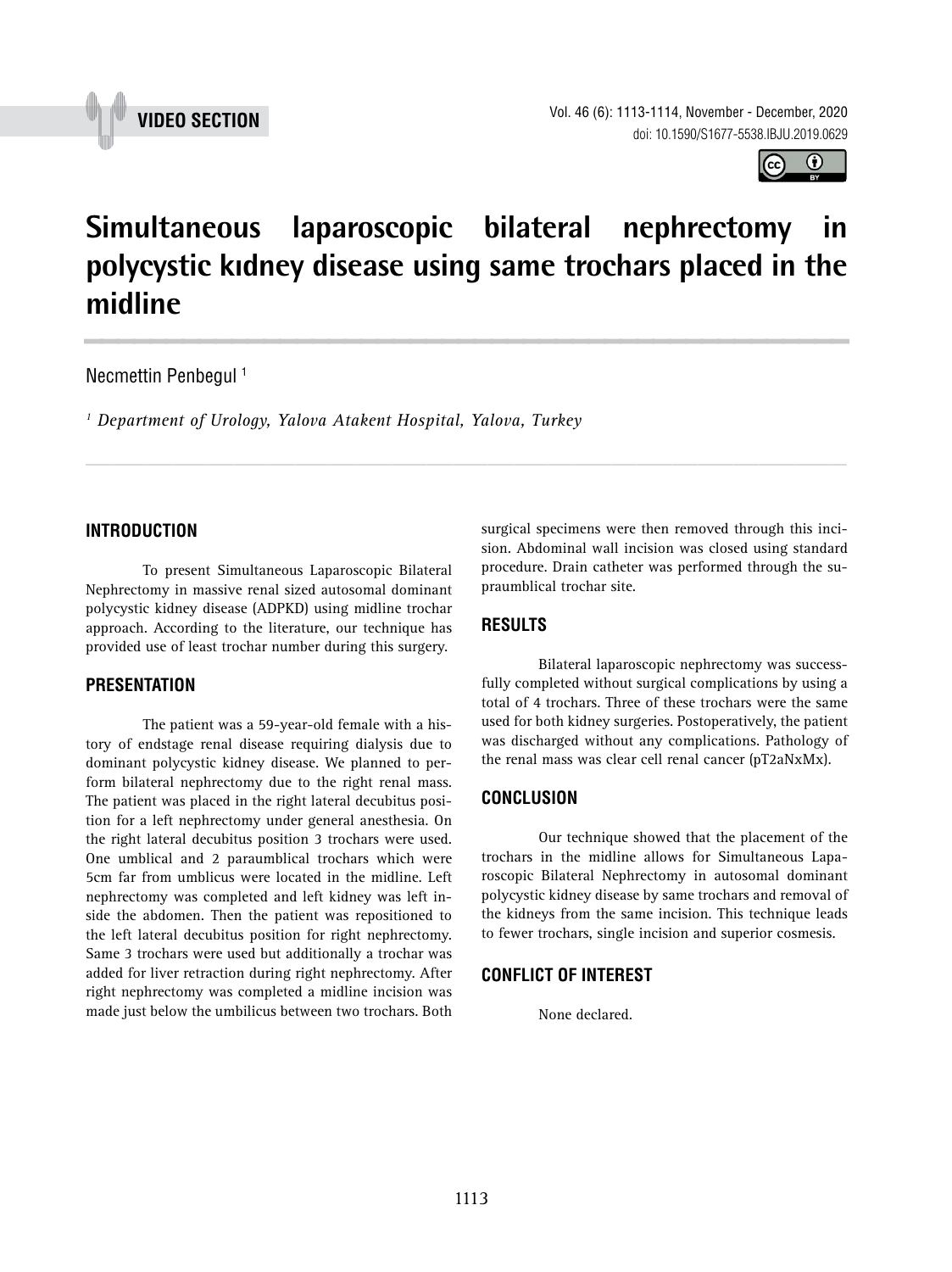VIDEO SECTION

# Simultaneous laparoscopic bilateral nephrectomy in polycystic kıdney disease using same trochars placed in the midline

Necmettin Penbegul [1]

*[1] Department of Urology, Yalova Atakent Hospital, Yalova, Turkey*

## INTRODUCTION

To present Simultaneous Laparoscopic Bilateral Nephrectomy in massive renal sized autosomal dominant polycystic kidney disease (ADPKD) using midline trochar approach. According to the literature, our technique has provided use of least trochar number during this surgery.

## PRESENTATION

The patient was a 59-year-old female with a history of endstage renal disease requiring dialysis due to dominant polycystic kidney disease. We planned to perform bilateral nephrectomy due to the right renal mass. The patient was placed in the right lateral decubitus position for a left nephrectomy under general anesthesia. On the right lateral decubitus position 3 trochars were used. One umblical and 2 paraumblical trochars which were 5cm far from umblicus were located in the midline. Left nephrectomy was completed and left kidney was left inside the abdomen. Then the patient was repositioned to the left lateral decubitus position for right nephrectomy. Same 3 trochars were used but additionally a trochar was added for liver retraction during right nephrectomy. After right nephrectomy was completed a midline incision was made just below the umbilicus between two trochars. Both surgical specimens were then removed through this incision. Abdominal wall incision was closed using standard procedure. Drain catheter was performed through the supraumblical trochar site.

## RESULTS

Bilateral laparoscopic nephrectomy was successfully completed without surgical complications by using a total of 4 trochars. Three of these trochars were the same used for both kidney surgeries. Postoperatively, the patient was discharged without any complications. Pathology of the renal mass was clear cell renal cancer (pT2aNxMx).

## CONCLUSION

Our technique showed that the placement of the trochars in the midline allows for Simultaneous Laparoscopic Bilateral Nephrectomy in autosomal dominant polycystic kidney disease by same trochars and removal of the kidneys from the same incision. This technique leads to fewer trochars, single incision and superior cosmesis.

## CONFLICT OF INTEREST

None declared.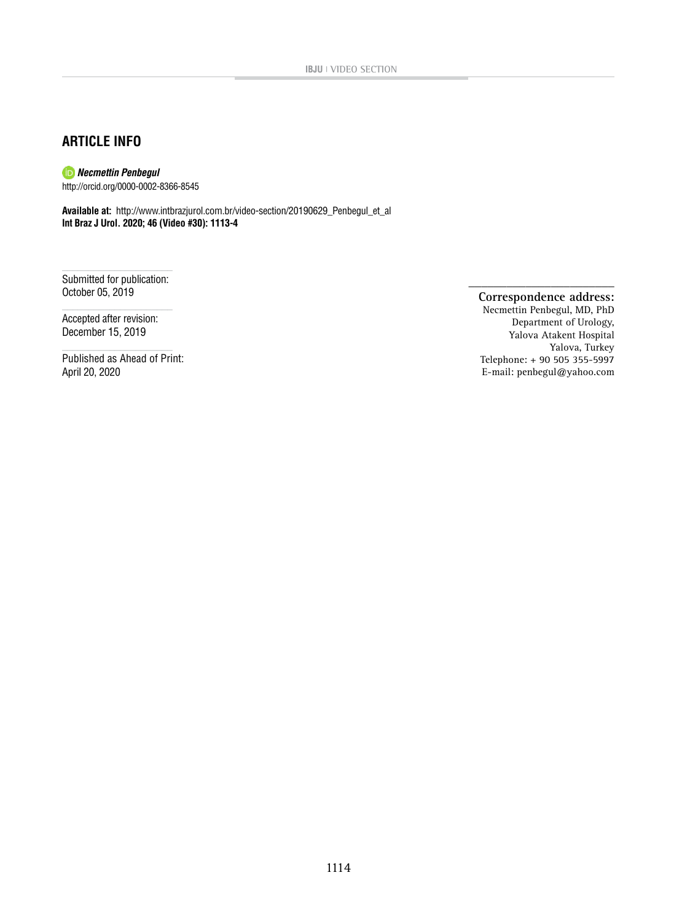## ARTICLE INFO

***Necmettin Penbegul***
http://orcid.org/0000-0002-8366-8545

**Available at:** http://www.intbrazjurol.com.br/video-section/20190629_Penbegul_et_al
**Int Braz J Urol. 2020; 46 (Video #30): 1113-4**

Submitted for publication:
October 05, 2019

Accepted after revision:
December 15, 2019

Published as Ahead of Print:
April 20, 2020

**Correspondence address:**
Necmettin Penbegul, MD, PhD
Department of Urology,
Yalova Atakent Hospital
Yalova, Turkey
Telephone: + 90 505 355-5997
E-mail: penbegul@yahoo.com